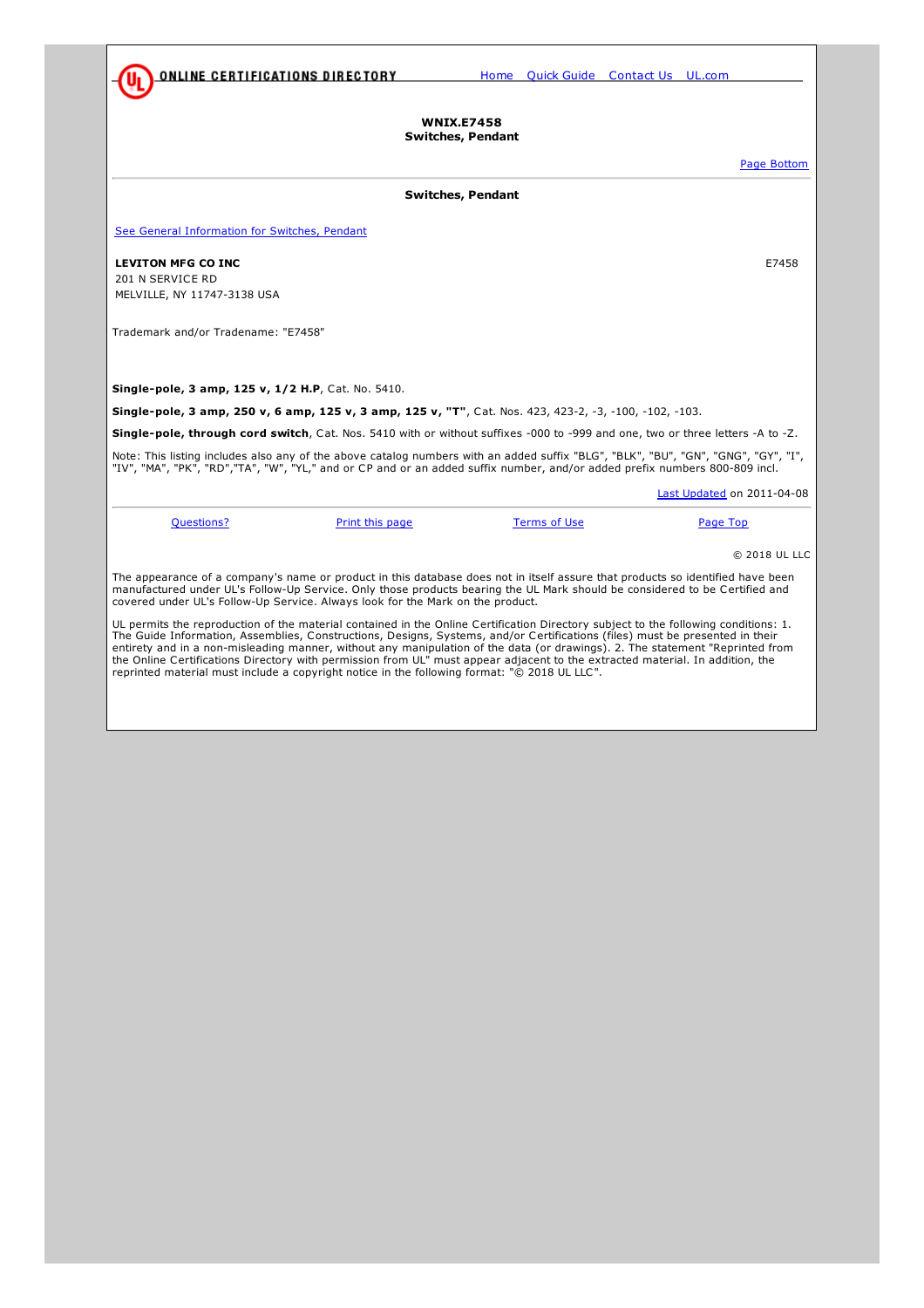ONLINE CERTIFICATIONS DIRECTORY

Home Quick Guide Contact Us UL.com

**WNIX.E7458**
**Switches, Pendant**

Page Bottom

**Switches, Pendant**

See General Information for Switches, Pendant

**LEVITON MFG CO INC**
201 N SERVICE RD
MELVILLE, NY 11747-3138 USA

E7458

Trademark and/or Tradename: "E7458"

**Single-pole, 3 amp, 125 v, 1/2 H.P**, Cat. No. 5410.

**Single-pole, 3 amp, 250 v, 6 amp, 125 v, 3 amp, 125 v, "T"**, Cat. Nos. 423, 423-2, -3, -100, -102, -103.

**Single-pole, through cord switch**, Cat. Nos. 5410 with or without suffixes -000 to -999 and one, two or three letters -A to -Z.

Note: This listing includes also any of the above catalog numbers with an added suffix "BLG", "BLK", "BU", "GN", "GNG", "GY", "I", "IV", "MA", "PK", "RD","TA", "W", "YL," and or CP and or an added suffix number, and/or added prefix numbers 800-809 incl.

Last Updated on 2011-04-08

Questions? Print this page Terms of Use Page Top

© 2018 UL LLC

The appearance of a company's name or product in this database does not in itself assure that products so identified have been manufactured under UL's Follow-Up Service. Only those products bearing the UL Mark should be considered to be Certified and covered under UL's Follow-Up Service. Always look for the Mark on the product.

UL permits the reproduction of the material contained in the Online Certification Directory subject to the following conditions: 1. The Guide Information, Assemblies, Constructions, Designs, Systems, and/or Certifications (files) must be presented in their entirety and in a non-misleading manner, without any manipulation of the data (or drawings). 2. The statement "Reprinted from the Online Certifications Directory with permission from UL" must appear adjacent to the extracted material. In addition, the reprinted material must include a copyright notice in the following format: "© 2018 UL LLC".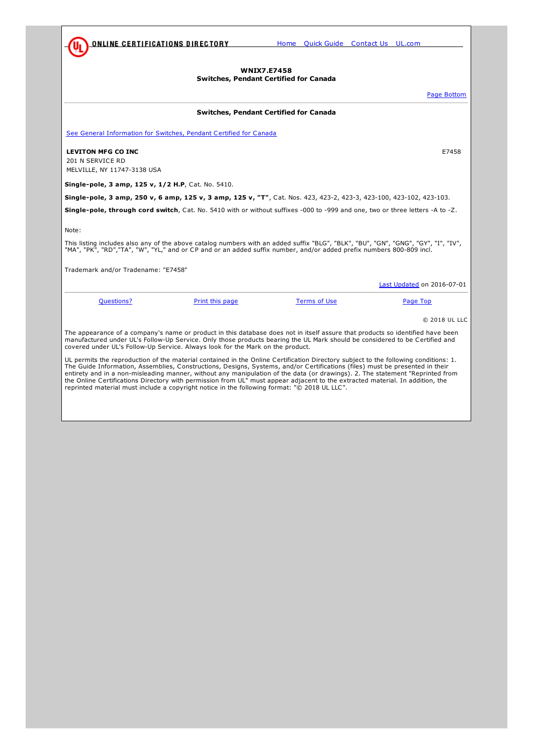ONLINE CERTIFICATIONS DIRECTORY

Home Quick Guide Contact Us UL.com

**WNIX7.E7458**
**Switches, Pendant Certified for Canada**

Page Bottom

**Switches, Pendant Certified for Canada**

See General Information for Switches, Pendant Certified for Canada

**LEVITON MFG CO INC**
201 N SERVICE RD
MELVILLE, NY 11747-3138 USA

E7458

**Single-pole, 3 amp, 125 v, 1/2 H.P**, Cat. No. 5410.

**Single-pole, 3 amp, 250 v, 6 amp, 125 v, 3 amp, 125 v, "T"**, Cat. Nos. 423, 423-2, 423-3, 423-100, 423-102, 423-103.

**Single-pole, through cord switch**, Cat. No. 5410 with or without suffixes -000 to -999 and one, two or three letters -A to -Z.

Note:

This listing includes also any of the above catalog numbers with an added suffix "BLG", "BLK", "BU", "GN", "GNG", "GY", "I", "IV", "MA", "PK", "RD","TA", "W", "YL," and or CP and or an added suffix number, and/or added prefix numbers 800-809 incl.

Trademark and/or Tradename: "E7458"

Last Updated on 2016-07-01

Questions? Print this page Terms of Use Page Top

© 2018 UL LLC

The appearance of a company's name or product in this database does not in itself assure that products so identified have been manufactured under UL's Follow-Up Service. Only those products bearing the UL Mark should be considered to be Certified and covered under UL's Follow-Up Service. Always look for the Mark on the product.

UL permits the reproduction of the material contained in the Online Certification Directory subject to the following conditions: 1. The Guide Information, Assemblies, Constructions, Designs, Systems, and/or Certifications (files) must be presented in their entirety and in a non-misleading manner, without any manipulation of the data (or drawings). 2. The statement "Reprinted from the Online Certifications Directory with permission from UL" must appear adjacent to the extracted material. In addition, the reprinted material must include a copyright notice in the following format: "© 2018 UL LLC".